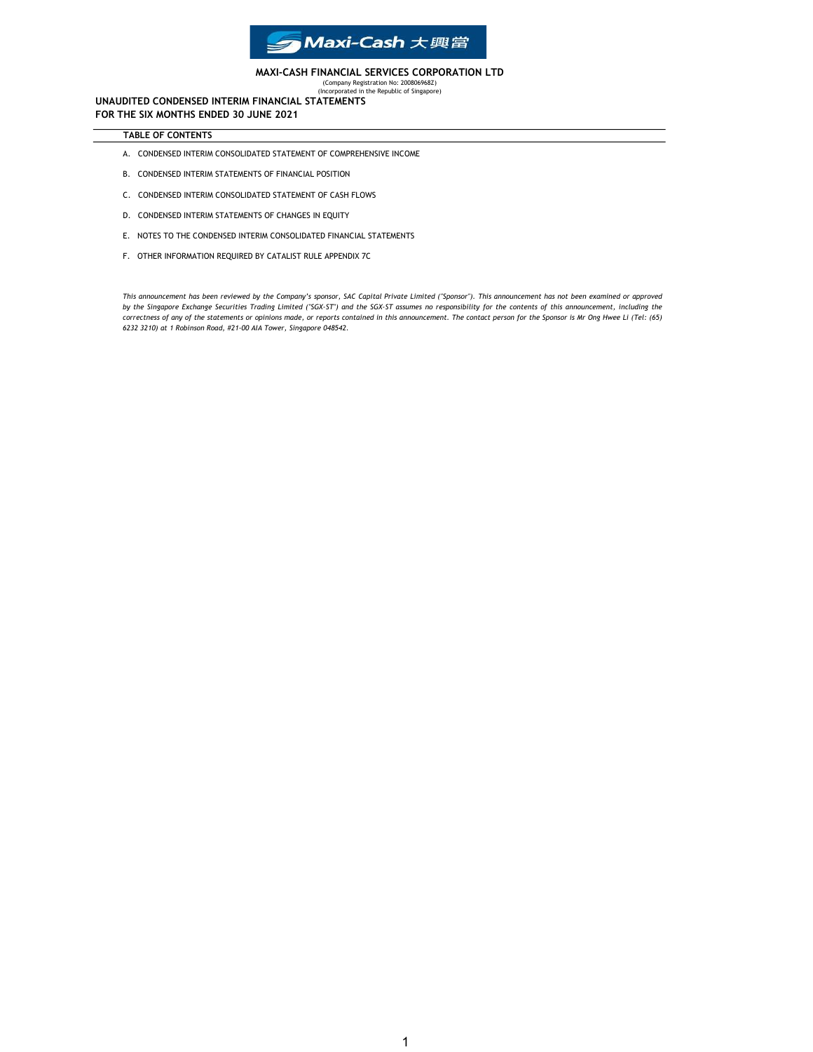**MAXI-CASH FINANCIAL SERVICES CORPORATION LTD**

(Company Registration No: 200806968Z)
(Incorporated in the Republic of Singapore)

# UNAUDITED CONDENSED INTERIM FINANCIAL STATEMENTS
# FOR THE SIX MONTHS ENDED 30 JUNE 2021

## TABLE OF CONTENTS

A. CONDENSED INTERIM CONSOLIDATED STATEMENT OF COMPREHENSIVE INCOME

B. CONDENSED INTERIM STATEMENTS OF FINANCIAL POSITION

C. CONDENSED INTERIM CONSOLIDATED STATEMENT OF CASH FLOWS

D. CONDENSED INTERIM STATEMENTS OF CHANGES IN EQUITY

E. NOTES TO THE CONDENSED INTERIM CONSOLIDATED FINANCIAL STATEMENTS

F. OTHER INFORMATION REQUIRED BY CATALIST RULE APPENDIX 7C

*This announcement has been reviewed by the Company's sponsor, SAC Capital Private Limited ("Sponsor"). This announcement has not been examined or approved by the Singapore Exchange Securities Trading Limited ("SGX-ST") and the SGX-ST assumes no responsibility for the contents of this announcement, including the correctness of any of the statements or opinions made, or reports contained in this announcement. The contact person for the Sponsor is Mr Ong Hwee Li (Tel: (65) 6232 3210) at 1 Robinson Road, #21-00 AIA Tower, Singapore 048542.*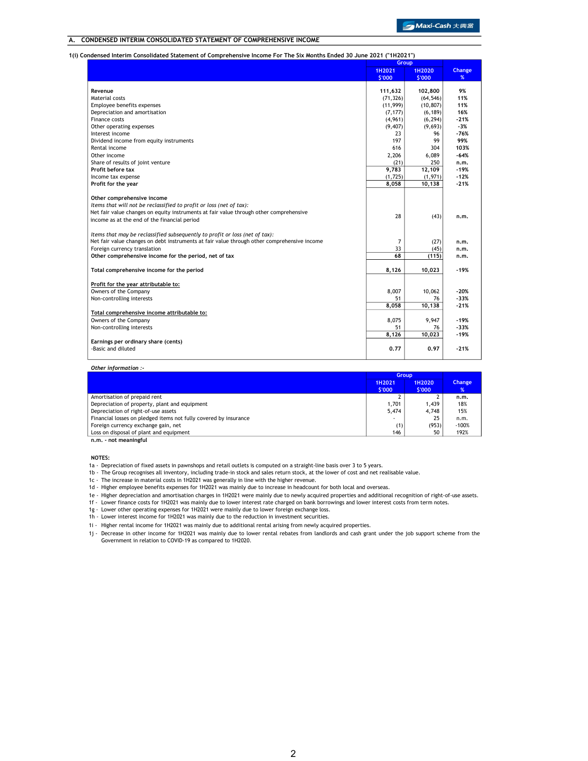## A. CONDENSED INTERIM CONSOLIDATED STATEMENT OF COMPREHENSIVE INCOME

### 1(i) Condensed Interim Consolidated Statement of Comprehensive Income For The Six Months Ended 30 June 2021 ("1H2021")

| | Group | | |
|---|---|---|---|
| | 1H2021 $'000 | 1H2020 $'000 | Change % |
| **Revenue** | **111,632** | **102,800** | **9%** |
| Material costs | (71,326) | (64,546) | **11%** |
| Employee benefits expenses | (11,999) | (10,807) | **11%** |
| Depreciation and amortisation | (7,177) | (6,189) | **16%** |
| Finance costs | (4,961) | (6,294) | **-21%** |
| Other operating expenses | (9,407) | (9,693) | **-3%** |
| Interest income | 23 | 96 | **-76%** |
| Dividend income from equity instruments | 197 | 99 | **99%** |
| Rental income | 616 | 304 | **103%** |
| Other income | 2,206 | 6,089 | **-64%** |
| Share of results of joint venture | (21) | 250 | **n.m.** |
| **Profit before tax** | **9,783** | **12,109** | **-19%** |
| Income tax expense | (1,725) | (1,971) | **-12%** |
| **Profit for the year** | **8,058** | **10,138** | **-21%** |
| | | | |
| **Other comprehensive income** | | | |
| *Items that will not be reclassified to profit or loss (net of tax):* | | | |
| Net fair value changes on equity instruments at fair value through other comprehensive income as at the end of the financial period | 28 | (43) | **n.m.** |
| | | | |
| *Items that may be reclassified subsequently to profit or loss (net of tax):* | | | |
| Net fair value changes on debt instruments at fair value through other comprehensive income | 7 | (27) | **n.m.** |
| Foreign currency translation | 33 | (45) | **n.m.** |
| **Other comprehensive income for the period, net of tax** | **68** | **(115)** | **n.m.** |
| | | | |
| **Total comprehensive income for the period** | **8,126** | **10,023** | **-19%** |
| | | | |
| **Profit for the year attributable to:** | | | |
| Owners of the Company | 8,007 | 10,062 | **-20%** |
| Non-controlling interests | 51 | 76 | **-33%** |
| | **8,058** | **10,138** | **-21%** |
| **Total comprehensive income attributable to:** | | | |
| Owners of the Company | 8,075 | 9,947 | **-19%** |
| Non-controlling interests | 51 | 76 | **-33%** |
| | **8,126** | **10,023** | **-19%** |
| **Earnings per ordinary share (cents)** | | | |
| -Basic and diluted | **0.77** | **0.97** | **-21%** |

*Other information :-*

| | Group | | |
|---|---|---|---|
| | 1H2021 $'000 | 1H2020 $'000 | Change % |
| Amortisation of prepaid rent | 2 | 2 | n.m. |
| Depreciation of property, plant and equipment | 1,701 | 1,439 | 18% |
| Depreciation of right-of-use assets | 5,474 | 4,748 | 15% |
| Financial losses on pledged items not fully covered by insurance | - | 25 | n.m. |
| Foreign currency exchange gain, net | (1) | (953) | -100% |
| Loss on disposal of plant and equipment | 146 | 50 | 192% |

**n.m. - not meaningful**

**NOTES:**

1a - Depreciation of fixed assets in pawnshops and retail outlets is computed on a straight-line basis over 3 to 5 years.

1b - The Group recognises all inventory, including trade-in stock and sales return stock, at the lower of cost and net realisable value.

1c - The increase in material costs in 1H2021 was generally in line with the higher revenue.

1d - Higher employee benefits expenses for 1H2021 was mainly due to increase in headcount for both local and overseas.

1e - Higher depreciation and amortisation charges in 1H2021 were mainly due to newly acquired properties and additional recognition of right-of-use assets.

1f - Lower finance costs for 1H2021 was mainly due to lower interest rate charged on bank borrowings and lower interest costs from term notes.

1g - Lower other operating expenses for 1H2021 were mainly due to lower foreign exchange loss.

1h - Lower interest income for 1H2021 was mainly due to the reduction in investment securities.

1i - Higher rental income for 1H2021 was mainly due to additional rental arising from newly acquired properties.

1j - Decrease in other income for 1H2021 was mainly due to lower rental rebates from landlords and cash grant under the job support scheme from the Government in relation to COVID-19 as compared to 1H2020.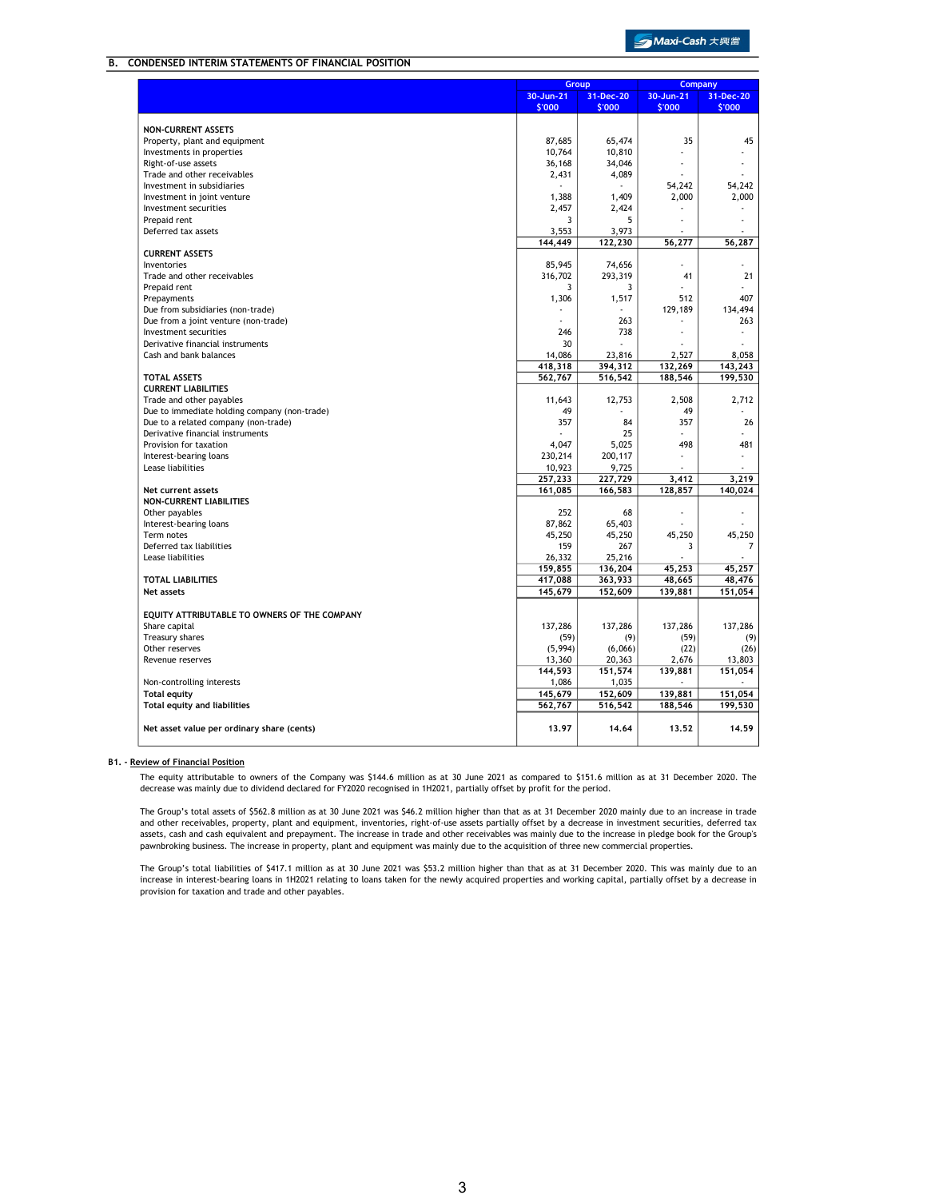## B. CONDENSED INTERIM STATEMENTS OF FINANCIAL POSITION

| | Group | | Company | |
|---|---|---|---|---|
| | 30-Jun-21 $'000 | 31-Dec-20 $'000 | 30-Jun-21 $'000 | 31-Dec-20 $'000 |
| **NON-CURRENT ASSETS** | | | | |
| Property, plant and equipment | 87,685 | 65,474 | 35 | 45 |
| Investments in properties | 10,764 | 10,810 | - | - |
| Right-of-use assets | 36,168 | 34,046 | - | - |
| Trade and other receivables | 2,431 | 4,089 | - | - |
| Investment in subsidiaries | - | - | 54,242 | 54,242 |
| Investment in joint venture | 1,388 | 1,409 | 2,000 | 2,000 |
| Investment securities | 2,457 | 2,424 | - | - |
| Prepaid rent | 3 | 5 | - | - |
| Deferred tax assets | 3,553 | 3,973 | - | - |
| | 144,449 | 122,230 | 56,277 | 56,287 |
| **CURRENT ASSETS** | | | | |
| Inventories | 85,945 | 74,656 | - | - |
| Trade and other receivables | 316,702 | 293,319 | 41 | 21 |
| Prepaid rent | 3 | 3 | - | - |
| Prepayments | 1,306 | 1,517 | 512 | 407 |
| Due from subsidiaries (non-trade) | - | - | 129,189 | 134,494 |
| Due from a joint venture (non-trade) | - | 263 | - | 263 |
| Investment securities | 246 | 738 | - | - |
| Derivative financial instruments | 30 | - | - | - |
| Cash and bank balances | 14,086 | 23,816 | 2,527 | 8,058 |
| | 418,318 | 394,312 | 132,269 | 143,243 |
| **TOTAL ASSETS** | 562,767 | 516,542 | 188,546 | 199,530 |
| **CURRENT LIABILITIES** | | | | |
| Trade and other payables | 11,643 | 12,753 | 2,508 | 2,712 |
| Due to immediate holding company (non-trade) | 49 | - | 49 | - |
| Due to a related company (non-trade) | 357 | 84 | 357 | 26 |
| Derivative financial instruments | - | 25 | - | - |
| Provision for taxation | 4,047 | 5,025 | 498 | 481 |
| Interest-bearing loans | 230,214 | 200,117 | - | - |
| Lease liabilities | 10,923 | 9,725 | - | - |
| | 257,233 | 227,729 | 3,412 | 3,219 |
| **Net current assets** | 161,085 | 166,583 | 128,857 | 140,024 |
| **NON-CURRENT LIABILITIES** | | | | |
| Other payables | 252 | 68 | - | - |
| Interest-bearing loans | 87,862 | 65,403 | - | - |
| Term notes | 45,250 | 45,250 | 45,250 | 45,250 |
| Deferred tax liabilities | 159 | 267 | 3 | 7 |
| Lease liabilities | 26,332 | 25,216 | - | - |
| | 159,855 | 136,204 | 45,253 | 45,257 |
| **TOTAL LIABILITIES** | 417,088 | 363,933 | 48,665 | 48,476 |
| **Net assets** | 145,679 | 152,609 | 139,881 | 151,054 |
| **EQUITY ATTRIBUTABLE TO OWNERS OF THE COMPANY** | | | | |
| Share capital | 137,286 | 137,286 | 137,286 | 137,286 |
| Treasury shares | (59) | (9) | (59) | (9) |
| Other reserves | (5,994) | (6,066) | (22) | (26) |
| Revenue reserves | 13,360 | 20,363 | 2,676 | 13,803 |
| | 144,593 | 151,574 | 139,881 | 151,054 |
| Non-controlling interests | 1,086 | 1,035 | - | - |
| **Total equity** | 145,679 | 152,609 | 139,881 | 151,054 |
| **Total equity and liabilities** | 562,767 | 516,542 | 188,546 | 199,530 |
| **Net asset value per ordinary share (cents)** | 13.97 | 14.64 | 13.52 | 14.59 |

### B1. - Review of Financial Position

The equity attributable to owners of the Company was $144.6 million as at 30 June 2021 as compared to $151.6 million as at 31 December 2020. The decrease was mainly due to dividend declared for FY2020 recognised in 1H2021, partially offset by profit for the period.

The Group's total assets of $562.8 million as at 30 June 2021 was $46.2 million higher than that as at 31 December 2020 mainly due to an increase in trade and other receivables, property, plant and equipment, inventories, right-of-use assets and prepayment. The increase in trade and other receivables was mainly due to the increase in pledge book for the Group's pawnbroking business. The increase in property, plant and equipment was mainly due to the acquisition of three new commercial properties. partially offset by a decrease in investment securities, deferred tax assets, cash and cash equivalent

The Group's total liabilities of $417.1 million as at 30 June 2021 was $53.2 million higher than that as at 31 December 2020. This was mainly due to an increase in interest-bearing loans in 1H2021 relating to loans taken for the newly acquired properties and working capital, partially offset by a decrease in provision for taxation and trade and other payables.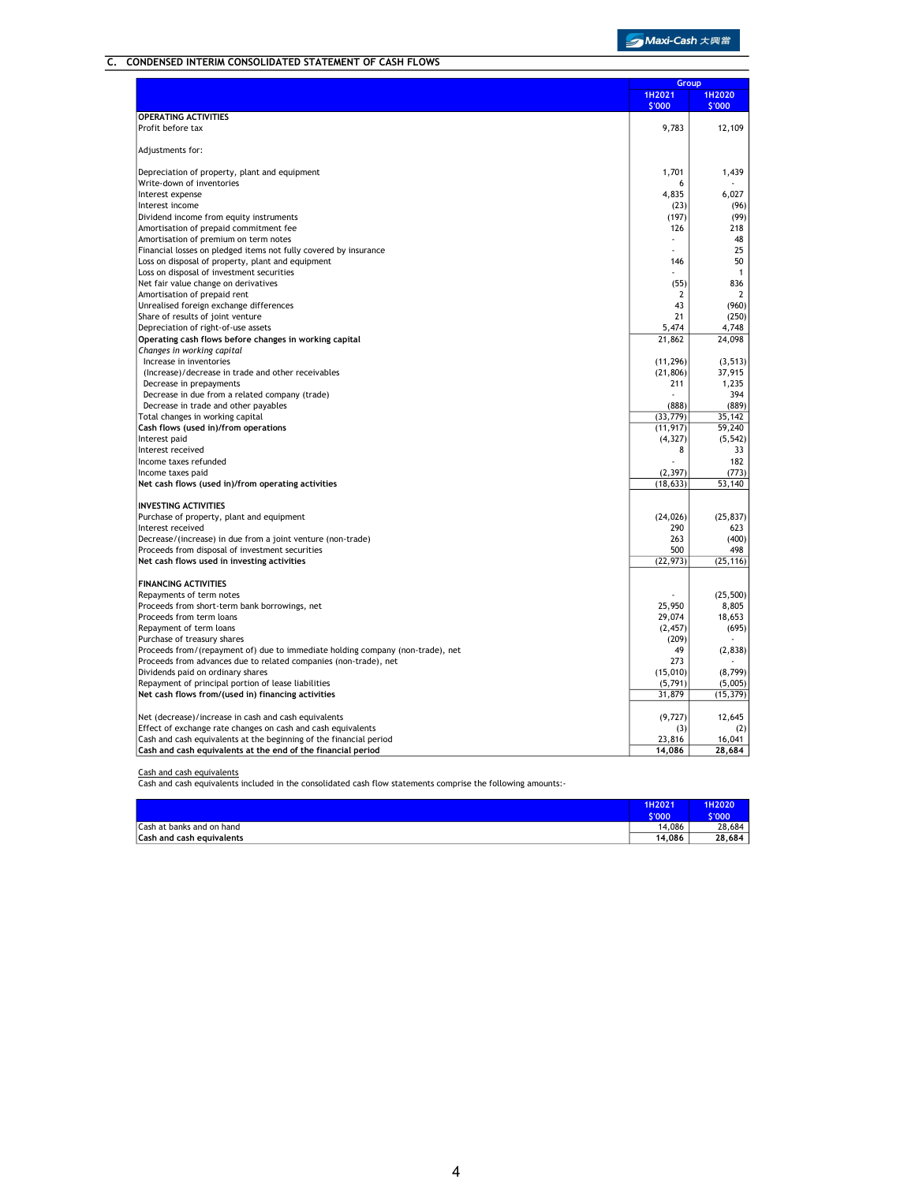## C. CONDENSED INTERIM CONSOLIDATED STATEMENT OF CASH FLOWS

| | Group | |
|---|---|---|
| | 1H2021 $'000 | 1H2020 $'000 |
| **OPERATING ACTIVITIES** | | |
| Profit before tax | 9,783 | 12,109 |
| | | |
| Adjustments for: | | |
| | | |
| Depreciation of property, plant and equipment | 1,701 | 1,439 |
| Write-down of inventories | 6 | - |
| Interest expense | 4,835 | 6,027 |
| Interest income | (23) | (96) |
| Dividend income from equity instruments | (197) | (99) |
| Amortisation of prepaid commitment fee | 126 | 218 |
| Amortisation of premium on term notes | - | 48 |
| Financial losses on pledged items not fully covered by insurance | - | 25 |
| Loss on disposal of property, plant and equipment | 146 | 50 |
| Loss on disposal of investment securities | - | 1 |
| Net fair value change on derivatives | (55) | 836 |
| Amortisation of prepaid rent | 2 | 2 |
| Unrealised foreign exchange differences | 43 | (960) |
| Share of results of joint venture | 21 | (250) |
| Depreciation of right-of-use assets | 5,474 | 4,748 |
| **Operating cash flows before changes in working capital** | 21,862 | 24,098 |
| *Changes in working capital* | | |
| Increase in inventories | (11,296) | (3,513) |
| (Increase)/decrease in trade and other receivables | (21,806) | 37,915 |
| Decrease in prepayments | 211 | 1,235 |
| Decrease in due from a related company (trade) | - | 394 |
| Decrease in trade and other payables | (888) | (889) |
| Total changes in working capital | (33,779) | 35,142 |
| **Cash flows (used in)/from operations** | (11,917) | 59,240 |
| Interest paid | (4,327) | (5,542) |
| Interest received | 8 | 33 |
| Income taxes refunded | - | 182 |
| Income taxes paid | (2,397) | (773) |
| **Net cash flows (used in)/from operating activities** | (18,633) | 53,140 |
| | | |
| **INVESTING ACTIVITIES** | | |
| Purchase of property, plant and equipment | (24,026) | (25,837) |
| Interest received | 290 | 623 |
| Decrease/(increase) in due from a joint venture (non-trade) | 263 | (400) |
| Proceeds from disposal of investment securities | 500 | 498 |
| **Net cash flows used in investing activities** | (22,973) | (25,116) |
| | | |
| **FINANCING ACTIVITIES** | | |
| Repayments of term notes | - | (25,500) |
| Proceeds from short-term bank borrowings, net | 25,950 | 8,805 |
| Proceeds from term loans | 29,074 | 18,653 |
| Repayment of term loans | (2,457) | (695) |
| Purchase of treasury shares | (209) | - |
| Proceeds from/(repayment of) due to immediate holding company (non-trade), net | 49 | (2,838) |
| Proceeds from advances due to related companies (non-trade), net | 273 | - |
| Dividends paid on ordinary shares | (15,010) | (8,799) |
| Repayment of principal portion of lease liabilities | (5,791) | (5,005) |
| **Net cash flows from/(used in) financing activities** | 31,879 | (15,379) |
| | | |
| Net (decrease)/increase in cash and cash equivalents | (9,727) | 12,645 |
| Effect of exchange rate changes on cash and cash equivalents | (3) | (2) |
| Cash and cash equivalents at the beginning of the financial period | 23,816 | 16,041 |
| **Cash and cash equivalents at the end of the financial period** | 14,086 | 28,684 |

Cash and cash equivalents

Cash and cash equivalents included in the consolidated cash flow statements comprise the following amounts:-

| | 1H2021 $'000 | 1H2020 $'000 |
|---|---|---|
| Cash at banks and on hand | 14,086 | 28,684 |
| **Cash and cash equivalents** | 14,086 | 28,684 |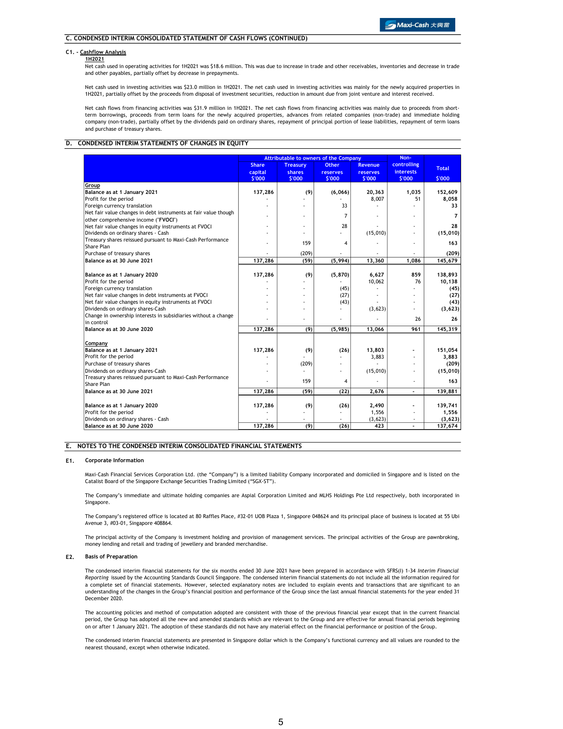## C. CONDENSED INTERIM CONSOLIDATED STATEMENT OF CASH FLOWS (CONTINUED)

### C1. - Cashflow Analysis

**1H2021**

Net cash used in operating activities for 1H2021 was $18.6 million. This was due to increase in trade and other receivables, inventories and decrease in trade and other payables, partially offset by decrease in prepayments.

Net cash used in investing activities was $23.0 million in 1H2021. The net cash used in investing activities was mainly for the newly acquired properties in 1H2021, partially offset by the proceeds from disposal of investment securities, reduction in amount due from joint venture and interest received.

Net cash flows from financing activities was $31.9 million in 1H2021. The net cash flows from financing activities was mainly due to proceeds from short-term borrowings, proceeds from term loans for the newly acquired properties, advances from related companies (non-trade) and immediate holding company (non-trade), partially offset by the dividends paid on ordinary shares, repayment of principal portion of lease liabilities, repayment of term loans and purchase of treasury shares.

## D. CONDENSED INTERIM STATEMENTS OF CHANGES IN EQUITY

| | Attributable to owners of the Company | | | | Non-controlling interests | Total |
|---|---|---|---|---|---|---|
| | Share capital $'000 | Treasury shares $'000 | Other reserves $'000 | Revenue reserves $'000 | $'000 | $'000 |
| **Group** | | | | | | |
| **Balance as at 1 January 2021** | 137,286 | (9) | (6,066) | 20,363 | 1,035 | 152,609 |
| Profit for the period | - | - | - | 8,007 | 51 | 8,058 |
| Foreign currency translation | - | - | 33 | - | - | 33 |
| Net fair value changes in debt instruments at fair value though other comprehensive income ("**FVOCI**") | - | - | 7 | - | - | 7 |
| Net fair value changes in equity instruments at FVOCI | - | - | 28 | - | - | 28 |
| Dividends on ordinary shares - Cash | - | - | - | (15,010) | - | (15,010) |
| Treasury shares reissued pursuant to Maxi-Cash Performance Share Plan | - | 159 | 4 | - | - | 163 |
| Purchase of treasury shares | - | (209) | - | - | - | (209) |
| **Balance as at 30 June 2021** | 137,286 | (59) | (5,994) | 13,360 | 1,086 | 145,679 |
| | | | | | | |
| **Balance as at 1 January 2020** | 137,286 | (9) | (5,870) | 6,627 | 859 | 138,893 |
| Profit for the period | - | - | - | 10,062 | 76 | 10,138 |
| Foreign currency translation | - | - | (45) | - | - | (45) |
| Net fair value changes in debt instruments at FVOCI | - | - | (27) | - | - | (27) |
| Net fair value changes in equity instruments at FVOCI | - | - | (43) | - | - | (43) |
| Dividends on ordinary shares-Cash | - | - | - | (3,623) | - | (3,623) |
| Change in ownership interests in subsidiaries without a change in control | - | - | - | - | 26 | 26 |
| **Balance as at 30 June 2020** | 137,286 | (9) | (5,985) | 13,066 | 961 | 145,319 |
| | | | | | | |
| **Company** | | | | | | |
| **Balance as at 1 January 2021** | 137,286 | (9) | (26) | 13,803 | - | 151,054 |
| Profit for the period | - | - | - | 3,883 | - | 3,883 |
| Purchase of treasury shares | - | (209) | - | - | - | (209) |
| Dividends on ordinary shares-Cash | - | - | - | (15,010) | - | (15,010) |
| Treasury shares reissued pursuant to Maxi-Cash Performance Share Plan | - | 159 | 4 | - | - | 163 |
| **Balance as at 30 June 2021** | 137,286 | (59) | (22) | 2,676 | - | 139,881 |
| | | | | | | |
| **Balance as at 1 January 2020** | 137,286 | (9) | (26) | 2,490 | - | 139,741 |
| Profit for the period | - | - | - | 1,556 | - | 1,556 |
| Dividends on ordinary shares - Cash | - | - | - | (3,623) | - | (3,623) |
| **Balance as at 30 June 2020** | 137,286 | (9) | (26) | 423 | - | 137,674 |

## E. NOTES TO THE CONDENSED INTERIM CONSOLIDATED FINANCIAL STATEMENTS

### E1. Corporate Information

Maxi-Cash Financial Services Corporation Ltd. (the "Company") is a limited liability Company incorporated and domiciled in Singapore and is listed on the Catalist Board of the Singapore Exchange Securities Trading Limited ("SGX-ST").

The Company's immediate and ultimate holding companies are Aspial Corporation Limited and MLHS Holdings Pte Ltd respectively, both incorporated in Singapore.

The Company's registered office is located at 80 Raffles Place, #32-01 UOB Plaza 1, Singapore 048624 and its principal place of business is located at 55 Ubi Avenue 3, #03-01, Singapore 408864.

The principal activity of the Company is investment holding and provision of management services. The principal activities of the Group are pawnbroking, money lending and retail and trading of jewellery and branded merchandise.

### E2. Basis of Preparation

The condensed interim financial statements for the six months ended 30 June 2021 have been prepared in accordance with SFRS(I) 1-34 *Interim Financial Reporting* issued by the Accounting Standards Council Singapore. The condensed interim financial statements do not include all the information required for a complete set of financial statements. However, selected explanatory notes are included to explain events and transactions that are significant to an understanding of the changes in the Group's financial position and performance of the Group since the last annual financial statements for the year ended 31 December 2020.

The accounting policies and method of computation adopted are consistent with those of the previous financial year except that in the current financial period, the Group has adopted all the new and amended standards which are relevant to the Group and are effective for annual financial periods beginning on or after 1 January 2021. The adoption of these standards did not have any material effect on the financial performance or position of the Group.

The condensed interim financial statements are presented in Singapore dollar which is the Company's functional currency and all values are rounded to the nearest thousand, except when otherwise indicated.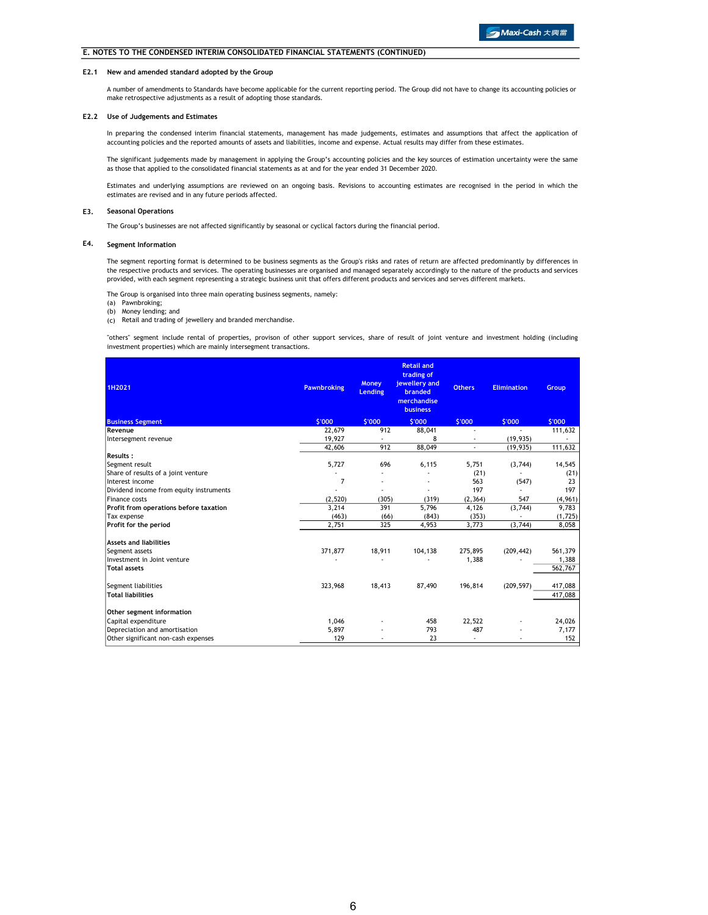## E. NOTES TO THE CONDENSED INTERIM CONSOLIDATED FINANCIAL STATEMENTS (CONTINUED)

### E2.1 New and amended standard adopted by the Group

A number of amendments to Standards have become applicable for the current reporting period. The Group did not have to change its accounting policies or make retrospective adjustments as a result of adopting those standards.

### E2.2 Use of Judgements and Estimates

In preparing the condensed interim financial statements, management has made judgements, estimates and assumptions that affect the application of accounting policies and the reported amounts of assets and liabilities, income and expense. Actual results may differ from these estimates.

The significant judgements made by management in applying the Group's accounting policies and the key sources of estimation uncertainty were the same as those that applied to the consolidated financial statements as at and for the year ended 31 December 2020.

Estimates and underlying assumptions are reviewed on an ongoing basis. Revisions to accounting estimates are recognised in the period in which the estimates are revised and in any future periods affected.

### E3. Seasonal Operations

The Group's businesses are not affected significantly by seasonal or cyclical factors during the financial period.

### E4. Segment Information

The segment reporting format is determined to be business segments as the Group's risks and rates of return are affected predominantly by differences in the respective products and services. The operating businesses are organised and managed separately accordingly to the nature of the products and services provided, with each segment representing a strategic business unit that offers different products and services and serves different markets.

The Group is organised into three main operating business segments, namely:
(a) Pawnbroking;
(b) Money lending; and
(c) Retail and trading of jewellery and branded merchandise.

"others" segment include rental of properties, provison of other support services, share of result of joint venture and investment holding (including investment properties) which are mainly intersegment transactions.

| 1H2021 | Pawnbroking | Money Lending | Retail and trading of jewellery and branded merchandise business | Others | Elimination | Group |
|---|---|---|---|---|---|---|
| **Business Segment** | $'000 | $'000 | $'000 | $'000 | $'000 | $'000 |
| **Revenue** | 22,679 | 912 | 88,041 | - | - | 111,632 |
| Intersegment revenue | 19,927 | - | 8 | - | (19,935) | - |
| | 42,606 | 912 | 88,049 | - | (19,935) | 111,632 |
| **Results :** | | | | | | |
| Segment result | 5,727 | 696 | 6,115 | 5,751 | (3,744) | 14,545 |
| Share of results of a joint venture | - | - | - | (21) | - | (21) |
| Interest income | 7 | - | - | 563 | (547) | 23 |
| Dividend income from equity instruments | - | - | - | 197 | - | 197 |
| Finance costs | (2,520) | (305) | (319) | (2,364) | 547 | (4,961) |
| **Profit from operations before taxation** | 3,214 | 391 | 5,796 | 4,126 | (3,744) | 9,783 |
| Tax expense | (463) | (66) | (843) | (353) | - | (1,725) |
| **Profit for the period** | 2,751 | 325 | 4,953 | 3,773 | (3,744) | 8,058 |
| | | | | | | |
| **Assets and liabilities** | | | | | | |
| Segment assets | 371,877 | 18,911 | 104,138 | 275,895 | (209,442) | 561,379 |
| Investment in Joint venture | - | - | - | 1,388 | - | 1,388 |
| **Total assets** | | | | | | 562,767 |
| | | | | | | |
| Segment liabilities | 323,968 | 18,413 | 87,490 | 196,814 | (209,597) | 417,088 |
| **Total liabilities** | | | | | | 417,088 |
| | | | | | | |
| **Other segment information** | | | | | | |
| Capital expenditure | 1,046 | - | 458 | 22,522 | - | 24,026 |
| Depreciation and amortisation | 5,897 | - | 793 | 487 | - | 7,177 |
| Other significant non-cash expenses | 129 | - | 23 | - | - | 152 |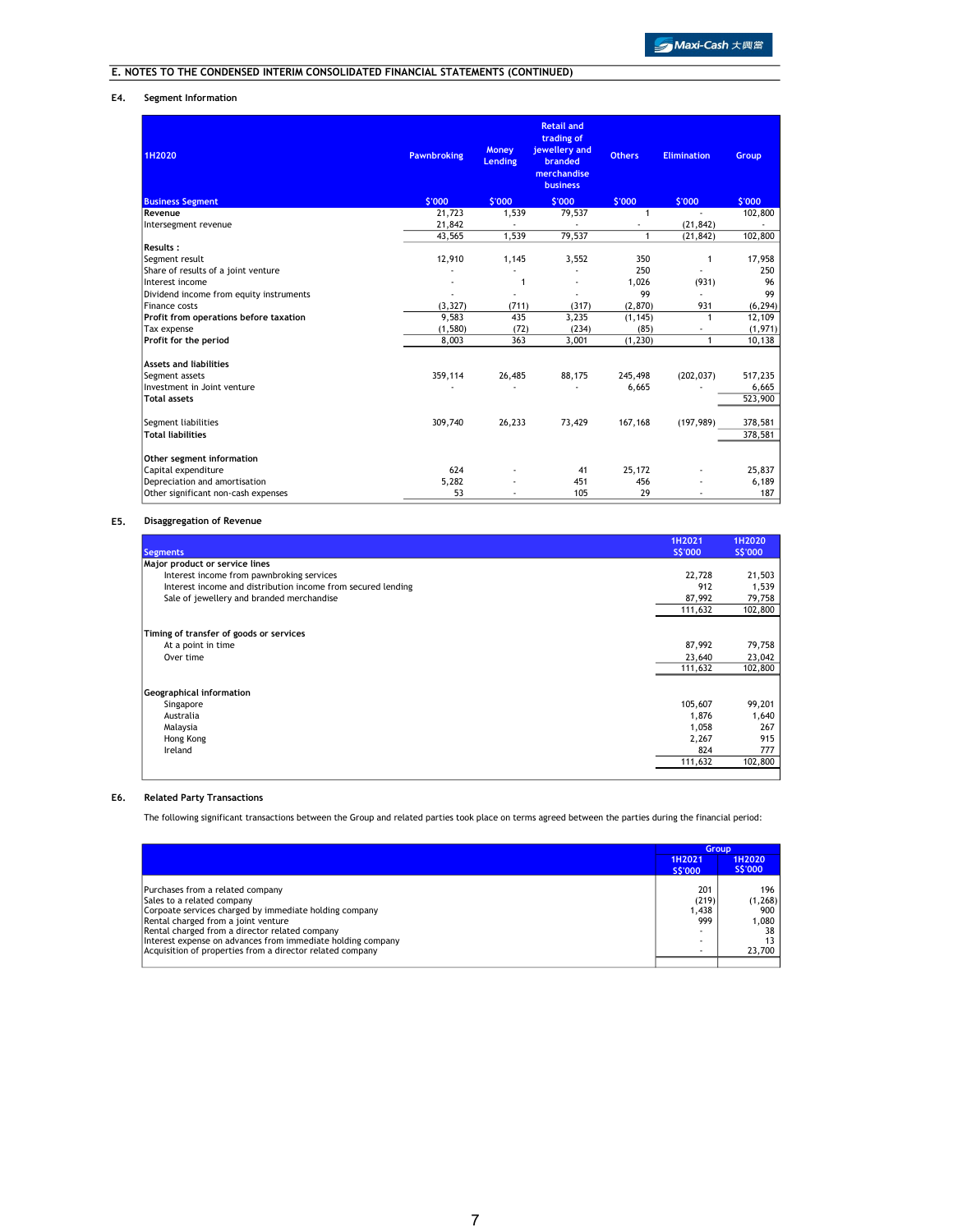## E. NOTES TO THE CONDENSED INTERIM CONSOLIDATED FINANCIAL STATEMENTS (CONTINUED)

### E4. Segment Information

| 1H2020 Business Segment | Pawnbroking $'000 | Money Lending $'000 | Retail and trading of jewellery and branded merchandise business $'000 | Others $'000 | Elimination $'000 | Group $'000 |
|---|---|---|---|---|---|---|
| **Revenue** | 21,723 | 1,539 | 79,537 | 1 | - | 102,800 |
| Intersegment revenue | 21,842 | - | - | - | (21,842) | - |
| | 43,565 | 1,539 | 79,537 | 1 | (21,842) | 102,800 |
| **Results :** | | | | | | |
| Segment result | 12,910 | 1,145 | 3,552 | 350 | 1 | 17,958 |
| Share of results of a joint venture | - | - | - | 250 | - | 250 |
| Interest income | - | 1 | - | 1,026 | (931) | 96 |
| Dividend income from equity instruments | - | - | - | 99 | - | 99 |
| Finance costs | (3,327) | (711) | (317) | (2,870) | 931 | (6,294) |
| **Profit from operations before taxation** | 9,583 | 435 | 3,235 | (1,145) | 1 | 12,109 |
| Tax expense | (1,580) | (72) | (234) | (85) | - | (1,971) |
| **Profit for the period** | 8,003 | 363 | 3,001 | (1,230) | 1 | 10,138 |
| | | | | | | |
| **Assets and liabilities** | | | | | | |
| Segment assets | 359,114 | 26,485 | 88,175 | 245,498 | (202,037) | 517,235 |
| Investment in Joint venture | - | - | - | 6,665 | - | 6,665 |
| **Total assets** | | | | | | 523,900 |
| | | | | | | |
| Segment liabilities | 309,740 | 26,233 | 73,429 | 167,168 | (197,989) | 378,581 |
| **Total liabilities** | | | | | | 378,581 |
| | | | | | | |
| **Other segment information** | | | | | | |
| Capital expenditure | 624 | - | 41 | 25,172 | - | 25,837 |
| Depreciation and amortisation | 5,282 | - | 451 | 456 | - | 6,189 |
| Other significant non-cash expenses | 53 | - | 105 | 29 | - | 187 |

### E5. Disaggregation of Revenue

| Segments | 1H2021 S$'000 | 1H2020 S$'000 |
|---|---|---|
| **Major product or service lines** | | |
| Interest income from pawnbroking services | 22,728 | 21,503 |
| Interest income and distribution income from secured lending | 912 | 1,539 |
| Sale of jewellery and branded merchandise | 87,992 | 79,758 |
| | 111,632 | 102,800 |
| | | |
| **Timing of transfer of goods or services** | | |
| At a point in time | 87,992 | 79,758 |
| Over time | 23,640 | 23,042 |
| | 111,632 | 102,800 |
| | | |
| **Geographical information** | | |
| Singapore | 105,607 | 99,201 |
| Australia | 1,876 | 1,640 |
| Malaysia | 1,058 | 267 |
| Hong Kong | 2,267 | 915 |
| Ireland | 824 | 777 |
| | 111,632 | 102,800 |

### E6. Related Party Transactions

The following significant transactions between the Group and related parties took place on terms agreed between the parties during the financial period:

| | Group | |
|---|---|---|
| | 1H2021 S$'000 | 1H2020 S$'000 |
| Purchases from a related company | 201 | 196 |
| Sales to a related company | (219) | (1,268) |
| Corpoate services charged by immediate holding company | 1,438 | 900 |
| Rental charged from a joint venture | 999 | 1,080 |
| Rental charged from a director related company | - | 38 |
| Interest expense on advances from immediate holding company | - | 13 |
| Acquisition of properties from a director related company | - | 23,700 |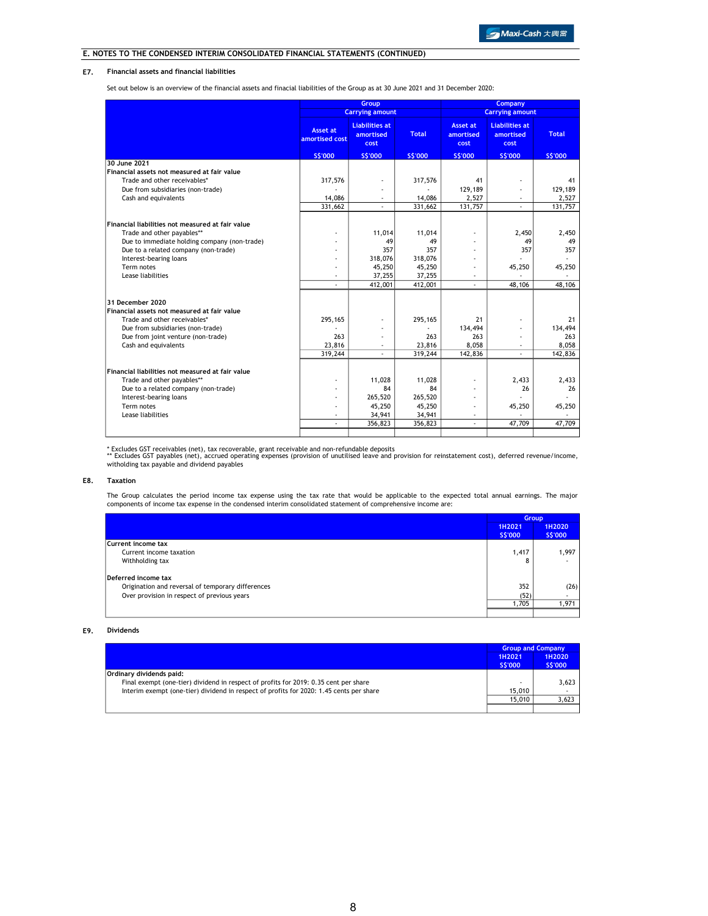## E. NOTES TO THE CONDENSED INTERIM CONSOLIDATED FINANCIAL STATEMENTS (CONTINUED)

### E7. Financial assets and financial liabilities

Set out below is an overview of the financial assets and financial liabilities of the Group as at 30 June 2021 and 31 December 2020:

| | Group Carrying amount | | | Company Carrying amount | | |
|---|---|---|---|---|---|---|
| | Asset at amortised cost | Liabilities at amortised cost | Total | Asset at amortised cost | Liabilities at amortised cost | Total |
| | S$'000 | S$'000 | S$'000 | S$'000 | S$'000 | S$'000 |
| **30 June 2021** | | | | | | |
| **Financial assets not measured at fair value** | | | | | | |
| Trade and other receivables* | 317,576 | - | 317,576 | 41 | - | 41 |
| Due from subsidiaries (non-trade) | - | - | - | 129,189 | - | 129,189 |
| Cash and equivalents | 14,086 | - | 14,086 | 2,527 | - | 2,527 |
| | 331,662 | - | 331,662 | 131,757 | - | 131,757 |
| **Financial liabilities not measured at fair value** | | | | | | |
| Trade and other payables** | - | 11,014 | 11,014 | - | 2,450 | 2,450 |
| Due to immediate holding company (non-trade) | - | 49 | 49 | - | 49 | 49 |
| Due to a related company (non-trade) | - | 357 | 357 | - | 357 | 357 |
| Interest-bearing loans | - | 318,076 | 318,076 | - | - | - |
| Term notes | - | 45,250 | 45,250 | - | 45,250 | 45,250 |
| Lease liabilities | - | 37,255 | 37,255 | - | - | - |
| | - | 412,001 | 412,001 | - | 48,106 | 48,106 |
| **31 December 2020** | | | | | | |
| **Financial assets not measured at fair value** | | | | | | |
| Trade and other receivables* | 295,165 | - | 295,165 | 21 | - | 21 |
| Due from subsidiaries (non-trade) | - | - | - | 134,494 | - | 134,494 |
| Due from joint venture (non-trade) | 263 | - | 263 | 263 | - | 263 |
| Cash and equivalents | 23,816 | - | 23,816 | 8,058 | - | 8,058 |
| | 319,244 | - | 319,244 | 142,836 | - | 142,836 |
| **Financial liabilities not measured at fair value** | | | | | | |
| Trade and other payables** | - | 11,028 | 11,028 | - | 2,433 | 2,433 |
| Due to a related company (non-trade) | - | 84 | 84 | - | 26 | 26 |
| Interest-bearing loans | - | 265,520 | 265,520 | - | - | - |
| Term notes | - | 45,250 | 45,250 | - | 45,250 | 45,250 |
| Lease liabilities | - | 34,941 | 34,941 | - | - | - |
| | - | 356,823 | 356,823 | - | 47,709 | 47,709 |

\* Excludes GST receivables (net), tax recoverable, grant receivable and non-refundable deposits
\** Excludes GST payables (net), accrued operating expenses (provision of unutilised leave and provision for reinstatement cost), deferred revenue/income, witholding tax payable and dividend payables

### E8. Taxation

The Group calculates the period income tax expense using the tax rate that would be applicable to the expected total annual earnings. The major components of income tax expense in the condensed interim consolidated statement of comprehensive income are:

| | Group | |
|---|---|---|
| | 1H2021 S$'000 | 1H2020 S$'000 |
| **Current income tax** | | |
| Current income taxation | 1,417 | 1,997 |
| Withholding tax | 8 | - |
| **Deferred income tax** | | |
| Origination and reversal of temporary differences | 352 | (26) |
| Over provision in respect of previous years | (52) | - |
| | 1,705 | 1,971 |

### E9. Dividends

| | Group and Company | |
|---|---|---|
| | 1H2021 S$'000 | 1H2020 S$'000 |
| **Ordinary dividends paid:** | | |
| Final exempt (one-tier) dividend in respect of profits for 2019: 0.35 cent per share | - | 3,623 |
| Interim exempt (one-tier) dividend in respect of profits for 2020: 1.45 cents per share | 15,010 | - |
| | 15,010 | 3,623 |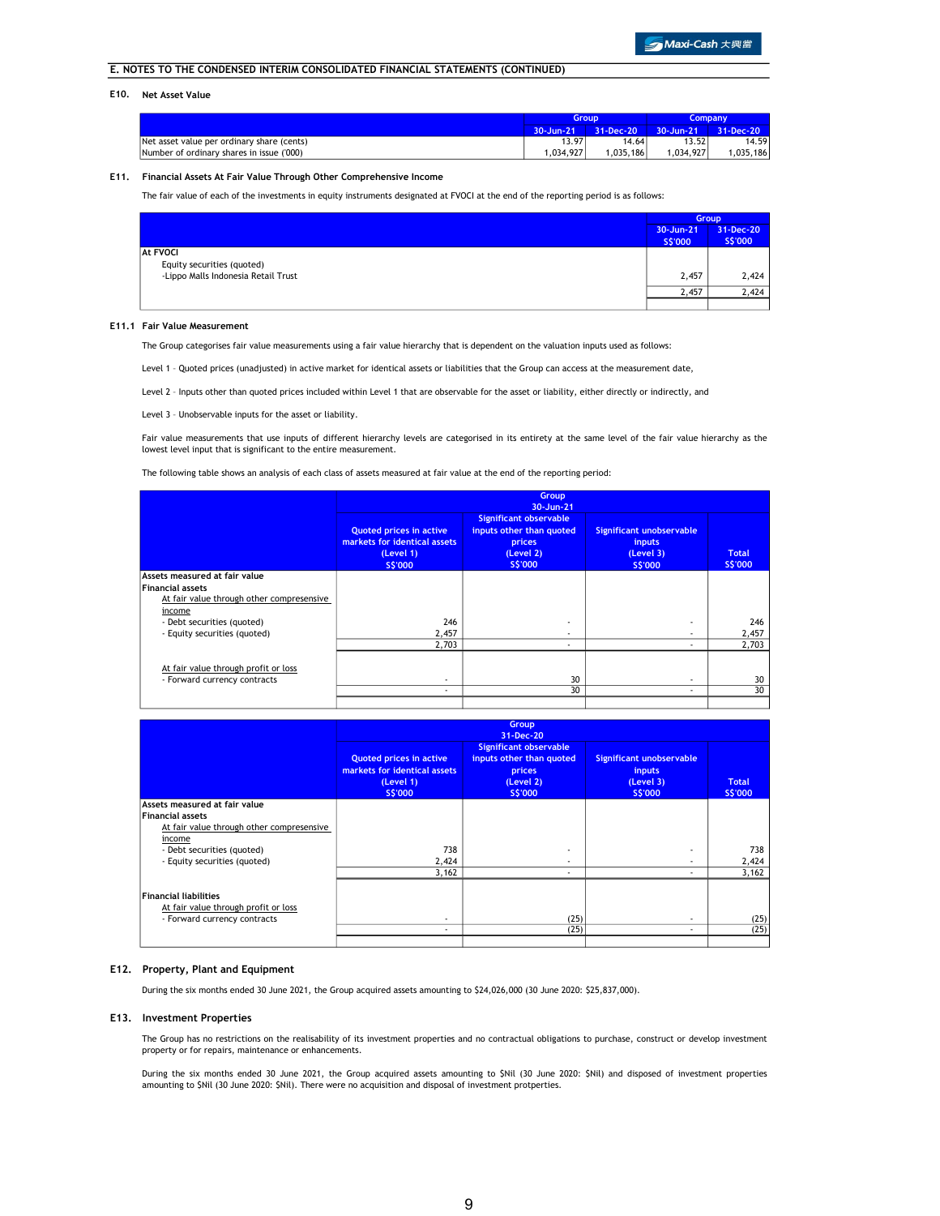## E. NOTES TO THE CONDENSED INTERIM CONSOLIDATED FINANCIAL STATEMENTS (CONTINUED)

### E10. Net Asset Value

| | Group | | Company | |
|---|---|---|---|---|
| | 30-Jun-21 | 31-Dec-20 | 30-Jun-21 | 31-Dec-20 |
| Net asset value per ordinary share (cents) | 13.97 | 14.64 | 13.52 | 14.59 |
| Number of ordinary shares in issue ('000) | 1,034,927 | 1,035,186 | 1,034,927 | 1,035,186 |

### E11. Financial Assets At Fair Value Through Other Comprehensive Income

The fair value of each of the investments in equity instruments designated at FVOCI at the end of the reporting period is as follows:

| | Group | |
|---|---|---|
| | 30-Jun-21 S$'000 | 31-Dec-20 S$'000 |
| At FVOCI | | |
| Equity securities (quoted) | | |
| -Lippo Malls Indonesia Retail Trust | 2,457 | 2,424 |
| | 2,457 | 2,424 |

### E11.1 Fair Value Measurement

The Group categorises fair value measurements using a fair value hierarchy that is dependent on the valuation inputs used as follows:

Level 1 - Quoted prices (unadjusted) in active market for identical assets or liabilities that the Group can access at the measurement date,

Level 2 - Inputs other than quoted prices included within Level 1 that are observable for the asset or liability, either directly or indirectly, and

Level 3 - Unobservable inputs for the asset or liability.

Fair value measurements that use inputs of different hierarchy levels are categorised in its entirety at the same level of the fair value hierarchy as the lowest level input that is significant to the entire measurement.

The following table shows an analysis of each class of assets measured at fair value at the end of the reporting period:

| | Group 30-Jun-21 | | | |
|---|---|---|---|---|
| | Quoted prices in active markets for identical assets (Level 1) S$'000 | Significant observable inputs other than quoted prices (Level 2) S$'000 | Significant unobservable inputs (Level 3) S$'000 | Total S$'000 |
| **Assets measured at fair value** | | | | |
| **Financial assets** | | | | |
| At fair value through other compresensive income | | | | |
| - Debt securities (quoted) | 246 | - | - | 246 |
| - Equity securities (quoted) | 2,457 | - | - | 2,457 |
| | 2,703 | - | - | 2,703 |
| At fair value through profit or loss | | | | |
| - Forward currency contracts | - | 30 | - | 30 |
| | - | 30 | - | 30 |

| | Group 31-Dec-20 | | | |
|---|---|---|---|---|
| | Quoted prices in active markets for identical assets (Level 1) S$'000 | Significant observable inputs other than quoted prices (Level 2) S$'000 | Significant unobservable inputs (Level 3) S$'000 | Total S$'000 |
| **Assets measured at fair value** | | | | |
| **Financial assets** | | | | |
| At fair value through other compresensive income | | | | |
| - Debt securities (quoted) | 738 | - | - | 738 |
| - Equity securities (quoted) | 2,424 | - | - | 2,424 |
| | 3,162 | - | - | 3,162 |
| **Financial liabilities** | | | | |
| At fair value through profit or loss | | | | |
| - Forward currency contracts | - | (25) | - | (25) |
| | - | (25) | - | (25) |

### E12. Property, Plant and Equipment

During the six months ended 30 June 2021, the Group acquired assets amounting to $24,026,000 (30 June 2020: $25,837,000).

### E13. Investment Properties

The Group has no restrictions on the realisability of its investment properties and no contractual obligations to purchase, construct or develop investment property or for repairs, maintenance or enhancements.

During the six months ended 30 June 2021, the Group acquired assets amounting to $Nil (30 June 2020: $Nil) and disposed of investment properties amounting to $Nil (30 June 2020: $Nil). There were no acquisition and disposal of investment protperties.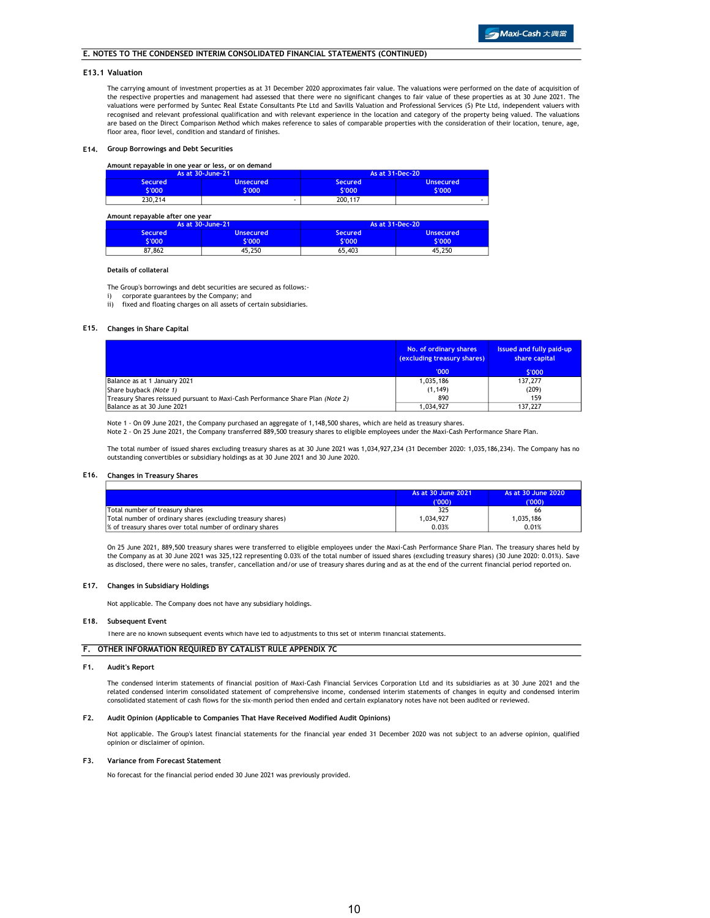## E. NOTES TO THE CONDENSED INTERIM CONSOLIDATED FINANCIAL STATEMENTS (CONTINUED)

### E13.1 Valuation

The carrying amount of investment properties as at 31 December 2020 approximates fair value. The valuations were performed on the date of acquisition of the respective properties and management had assessed that there were no significant changes to fair value of these properties as at 30 June 2021. The valuations were performed by Suntec Real Estate Consultants Pte Ltd and Savills Valuation and Professional Services (S) Pte Ltd, independent valuers with recognised and relevant professional qualification and with relevant experience in the location and category of the property being valued. The valuations are based on the Direct Comparison Method which makes reference to sales of comparable properties with the consideration of their location, tenure, age, floor area, floor level, condition and standard of finishes.

### E14. Group Borrowings and Debt Securities

Amount repayable in one year or less, or on demand

| As at 30-June-21 | | As at 31-Dec-20 | |
|---|---|---|---|
| Secured $'000 | Unsecured $'000 | Secured $'000 | Unsecured $'000 |
| 230,214 | - | 200,117 | - |

Amount repayable after one year

| As at 30-June-21 | | As at 31-Dec-20 | |
|---|---|---|---|
| Secured $'000 | Unsecured $'000 | Secured $'000 | Unsecured $'000 |
| 87,862 | 45,250 | 65,403 | 45,250 |

**Details of collateral**

The Group's borrowings and debt securities are secured as follows:-

i) corporate guarantees by the Company; and
ii) fixed and floating charges on all assets of certain subsidiaries.

### E15. Changes in Share Capital

| | No. of ordinary shares (excluding treasury shares) '000 | Issued and fully paid-up share capital $'000 |
|---|---|---|
| Balance as at 1 January 2021 | 1,035,186 | 137,277 |
| Share buyback *(Note 1)* | (1,149) | (209) |
| Treasury Shares reissued pursuant to Maxi-Cash Performance Share Plan *(Note 2)* | 890 | 159 |
| Balance as at 30 June 2021 | 1,034,927 | 137,227 |

Note 1 - On 09 June 2021, the Company purchased an aggregate of 1,148,500 shares, which are held as treasury shares.
Note 2 - On 25 June 2021, the Company transferred 889,500 treasury shares to eligible employees under the Maxi-Cash Performance Share Plan.

The total number of issued shares excluding treasury shares as at 30 June 2021 was 1,034,927,234 (31 December 2020: 1,035,186,234). The Company has no outstanding convertibles or subsidiary holdings as at 30 June 2021 and 30 June 2020.

### E16. Changes in Treasury Shares

| | As at 30 June 2021 ('000) | As at 30 June 2020 ('000) |
|---|---|---|
| Total number of treasury shares | 325 | 66 |
| Total number of ordinary shares (excluding treasury shares) | 1,034,927 | 1,035,186 |
| % of treasury shares over total number of ordinary shares | 0.03% | 0.01% |

On 25 June 2021, 889,500 treasury shares were transferred to eligible employees under the Maxi-Cash Performance Share Plan. The treasury shares held by the Company as at 30 June 2021 was 325,122 representing 0.03% of the total number of issued shares (excluding treasury shares) (30 June 2020: 0.01%). Save as disclosed, there were no sales, transfer, cancellation and/or use of treasury shares during and as at the end of the current financial period reported on.

### E17. Changes in Subsidiary Holdings

Not applicable. The Company does not have any subsidiary holdings.

### E18. Subsequent Event

There are no known subsequent events which have led to adjustments to this set of interim financial statements.

## F. OTHER INFORMATION REQUIRED BY CATALIST RULE APPENDIX 7C

### F1. Audit's Report

The condensed interim statements of financial position of Maxi-Cash Financial Services Corporation Ltd and its subsidiaries as at 30 June 2021 and the related condensed interim consolidated statement of comprehensive income, condensed interim statements of changes in equity and condensed interim consolidated statement of cash flows for the six-month period then ended and certain explanatory notes have not been audited or reviewed.

### F2. Audit Opinion (Applicable to Companies That Have Received Modified Audit Opinions)

Not applicable. The Group's latest financial statements for the financial year ended 31 December 2020 was not subject to an adverse opinion, qualified opinion or disclaimer of opinion.

### F3. Variance from Forecast Statement

No forecast for the financial period ended 30 June 2021 was previously provided.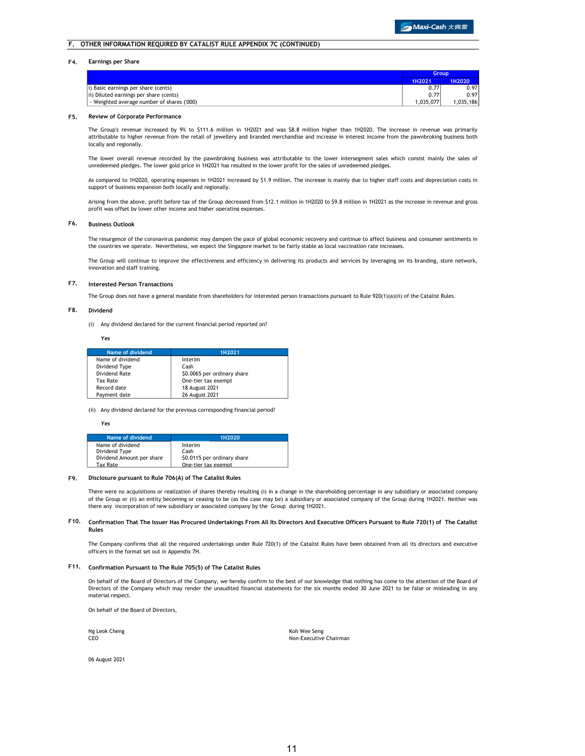## F. OTHER INFORMATION REQUIRED BY CATALIST RULE APPENDIX 7C (CONTINUED)

### F4. Earnings per Share

| | Group | |
|---|---|---|
| | 1H2021 | 1H2020 |
| i) Basic earnings per share (cents) | 0.77 | 0.97 |
| ii) Diluted earnings per share (cents) | 0.77 | 0.97 |
| - Weighted average number of shares ('000) | 1,035,077 | 1,035,186 |

### F5. Review of Corporate Performance

The Group's revenue increased by 9% to $111.6 million in 1H2021 and was $8.8 million higher than 1H2020. The increase in revenue was primarily attributable to higher revenue from the retail of jewellery and branded merchandise and increase in interest income from the pawnbroking business both locally and regionally.

The lower overall revenue recorded by the pawnbroking business was attributable to the lower intersegment sales which consist mainly the sales of unredeemed pledges. The lower gold price in 1H2021 has resulted in the lower profit for the sales of unredeemed pledges.

As compared to 1H2020, operating expenses in 1H2021 increased by $1.9 million. The increase is mainly due to higher staff costs and depreciation costs in support of business expansion both locally and regionally.

Arising from the above, profit before tax of the Group decreased from $12.1 million in 1H2020 to $9.8 million in 1H2021 as the increase in revenue and gross profit was offset by lower other income and higher operating expenses.

### F6. Business Outlook

The resurgence of the coronavirus pandemic may dampen the pace of global economic recovery and continue to affect business and consumer sentiments in the countries we operate. Nevertheless, we expect the Singapore market to be fairly stable as local vaccination rate increases.

The Group will continue to improve the effectiveness and efficiency in delivering its products and services by leveraging on its branding, store network, innovation and staff training.

### F7. Interested Person Transactions

The Group does not have a general mandate from shareholders for interested person transactions pursuant to Rule 920(1)(a)(ii) of the Catalist Rules.

### F8. Dividend

(i) Any dividend declared for the current financial period reported on?

*Yes*

| Name of dividend | 1H2021 |
|---|---|
| Name of dividend | Interim |
| Dividend Type | Cash |
| Dividend Rate | $0.0065 per ordinary share |
| Tax Rate | One-tier tax exempt |
| Record date | 18 August 2021 |
| Payment date | 26 August 2021 |

(ii) Any dividend declared for the previous corresponding financial period?

*Yes*

| Name of dividend | 1H2020 |
|---|---|
| Name of dividend | Interim |
| Dividend Type | Cash |
| Dividend Amount per share | $0.0115 per ordinary share |
| Tax Rate | One-tier tax exempt |

### F9. Disclosure pursuant to Rule 706(A) of The Catalist Rules

There were no acquisitions or realization of shares thereby resulting (i) in a change in the shareholding percentage in any subsidiary or associated company of the Group or (ii) an entity becoming or ceasing to be (as the case may be) a subsidiary or associated company of the Group during 1H2021. Neither was there any incorporation of new subsidiary or associated company by the Group during 1H2021.

### F10. Confirmation That The Issuer Has Procured Undertakings From All Its Directors And Executive Officers Pursuant to Rule 720(1) of The Catalist Rules

The Company confirms that all the required undertakings under Rule 720(1) of the Catalist Rules have been obtained from all its directors and executive officers in the format set out in Appendix 7H.

### F11. Confirmation Pursuant to The Rule 705(5) of The Catalist Rules

On behalf of the Board of Directors of the Company, we hereby confirm to the best of our knowledge that nothing has come to the attention of the Board of Directors of the Company which may render the unaudited financial statements for the six months ended 30 June 2021 to be false or misleading in any material respect.

On behalf of the Board of Directors,

Ng Leok Cheng
CEO

Koh Wee Seng
Non-Executive Chairman

06 August 2021